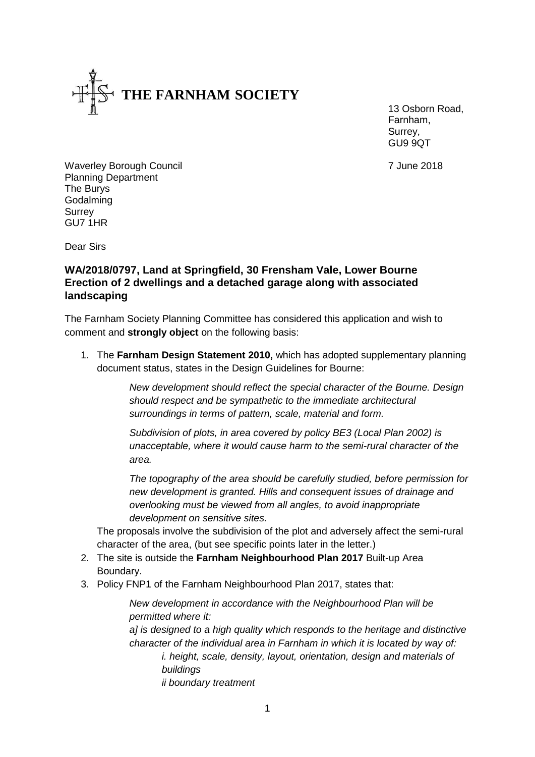**THE FARNHAM SOCIETY**

13 Osborn Road,
Farnham,
Surrey,
GU9 9QT

Waverley Borough Council
Planning Department
The Burys
Godalming
Surrey
GU7 1HR

7 June 2018

Dear Sirs

**WA/2018/0797, Land at Springfield, 30 Frensham Vale, Lower Bourne**
**Erection of 2 dwellings and a detached garage along with associated landscaping**

The Farnham Society Planning Committee has considered this application and wish to comment and **strongly object** on the following basis:

1. The **Farnham Design Statement 2010,** which has adopted supplementary planning document status, states in the Design Guidelines for Bourne:

   > *New development should reflect the special character of the Bourne. Design should respect and be sympathetic to the immediate architectural surroundings in terms of pattern, scale, material and form.*
   >
   > *Subdivision of plots, in area covered by policy BE3 (Local Plan 2002) is unacceptable, where it would cause harm to the semi-rural character of the area.*
   >
   > *The topography of the area should be carefully studied, before permission for new development is granted. Hills and consequent issues of drainage and overlooking must be viewed from all angles, to avoid inappropriate development on sensitive sites.*

   The proposals involve the subdivision of the plot and adversely affect the semi-rural character of the area, (but see specific points later in the letter.)
2. The site is outside the **Farnham Neighbourhood Plan 2017** Built-up Area Boundary.
3. Policy FNP1 of the Farnham Neighbourhood Plan 2017, states that:

   > *New development in accordance with the Neighbourhood Plan will be permitted where it:*
   >
   > *a] is designed to a high quality which responds to the heritage and distinctive character of the individual area in Farnham in which it is located by way of:*
   >
   > > *i. height, scale, density, layout, orientation, design and materials of buildings*
   > >
   > > *ii boundary treatment*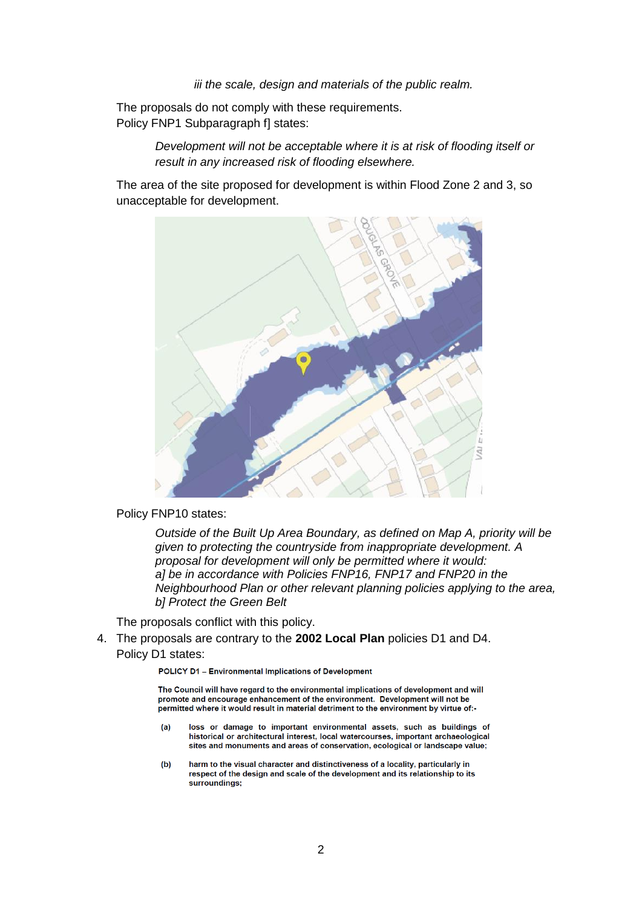*iii the scale, design and materials of the public realm.*

The proposals do not comply with these requirements.
Policy FNP1 Subparagraph f] states:

> *Development will not be acceptable where it is at risk of flooding itself or result in any increased risk of flooding elsewhere.*

The area of the site proposed for development is within Flood Zone 2 and 3, so unacceptable for development.

Policy FNP10 states:

> *Outside of the Built Up Area Boundary, as defined on Map A, priority will be given to protecting the countryside from inappropriate development. A proposal for development will only be permitted where it would:*
> *a] be in accordance with Policies FNP16, FNP17 and FNP20 in the Neighbourhood Plan or other relevant planning policies applying to the area,*
> *b] Protect the Green Belt*

The proposals conflict with this policy.

4. The proposals are contrary to the **2002 Local Plan** policies D1 and D4.
   Policy D1 states:

> **POLICY D1 – Environmental Implications of Development**
>
> **The Council will have regard to the environmental implications of development and will promote and encourage enhancement of the environment. Development will not be permitted where it would result in material detriment to the environment by virtue of:-**
>
> **(a)** **loss or damage to important environmental assets, such as buildings of historical or architectural interest, local watercourses, important archaeological sites and monuments and areas of conservation, ecological or landscape value;**
>
> **(b)** **harm to the visual character and distinctiveness of a locality, particularly in respect of the design and scale of the development and its relationship to its surroundings;**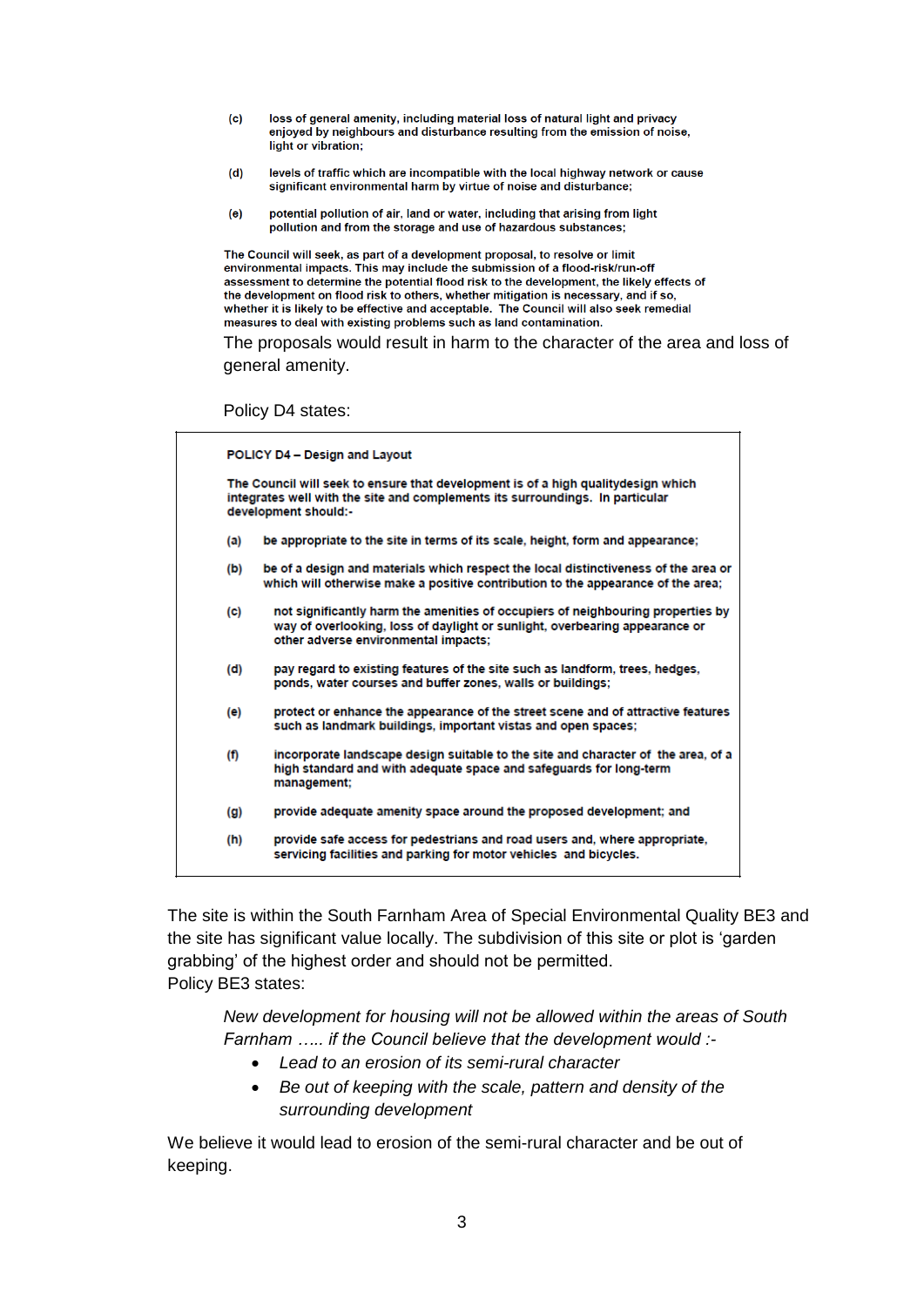**(c)** loss of general amenity, including material loss of natural light and privacy enjoyed by neighbours and disturbance resulting from the emission of noise, light or vibration;

**(d)** levels of traffic which are incompatible with the local highway network or cause significant environmental harm by virtue of noise and disturbance;

**(e)** potential pollution of air, land or water, including that arising from light pollution and from the storage and use of hazardous substances;

**The Council will seek, as part of a development proposal, to resolve or limit environmental impacts. This may include the submission of a flood-risk/run-off assessment to determine the potential flood risk to the development, the likely effects of the development on flood risk to others, whether mitigation is necessary, and if so, whether it is likely to be effective and acceptable. The Council will also seek remedial measures to deal with existing problems such as land contamination.**

The proposals would result in harm to the character of the area and loss of general amenity.

Policy D4 states:

> **POLICY D4 – Design and Layout**
>
> **The Council will seek to ensure that development is of a high qualitydesign which integrates well with the site and complements its surroundings. In particular development should:-**
>
> **(a)** be appropriate to the site in terms of its scale, height, form and appearance;
>
> **(b)** be of a design and materials which respect the local distinctiveness of the area or which will otherwise make a positive contribution to the appearance of the area;
>
> **(c)** not significantly harm the amenities of occupiers of neighbouring properties by way of overlooking, loss of daylight or sunlight, overbearing appearance or other adverse environmental impacts;
>
> **(d)** pay regard to existing features of the site such as landform, trees, hedges, ponds, water courses and buffer zones, walls or buildings;
>
> **(e)** protect or enhance the appearance of the street scene and of attractive features such as landmark buildings, important vistas and open spaces;
>
> **(f)** incorporate landscape design suitable to the site and character of the area, of a high standard and with adequate space and safeguards for long-term management;
>
> **(g)** provide adequate amenity space around the proposed development; and
>
> **(h)** provide safe access for pedestrians and road users and, where appropriate, servicing facilities and parking for motor vehicles and bicycles.

The site is within the South Farnham Area of Special Environmental Quality BE3 and the site has significant value locally. The subdivision of this site or plot is 'garden grabbing' of the highest order and should not be permitted.
Policy BE3 states:

> *New development for housing will not be allowed within the areas of South Farnham ….. if the Council believe that the development would :-*
>
> - *Lead to an erosion of its semi-rural character*
> - *Be out of keeping with the scale, pattern and density of the surrounding development*

We believe it would lead to erosion of the semi-rural character and be out of keeping.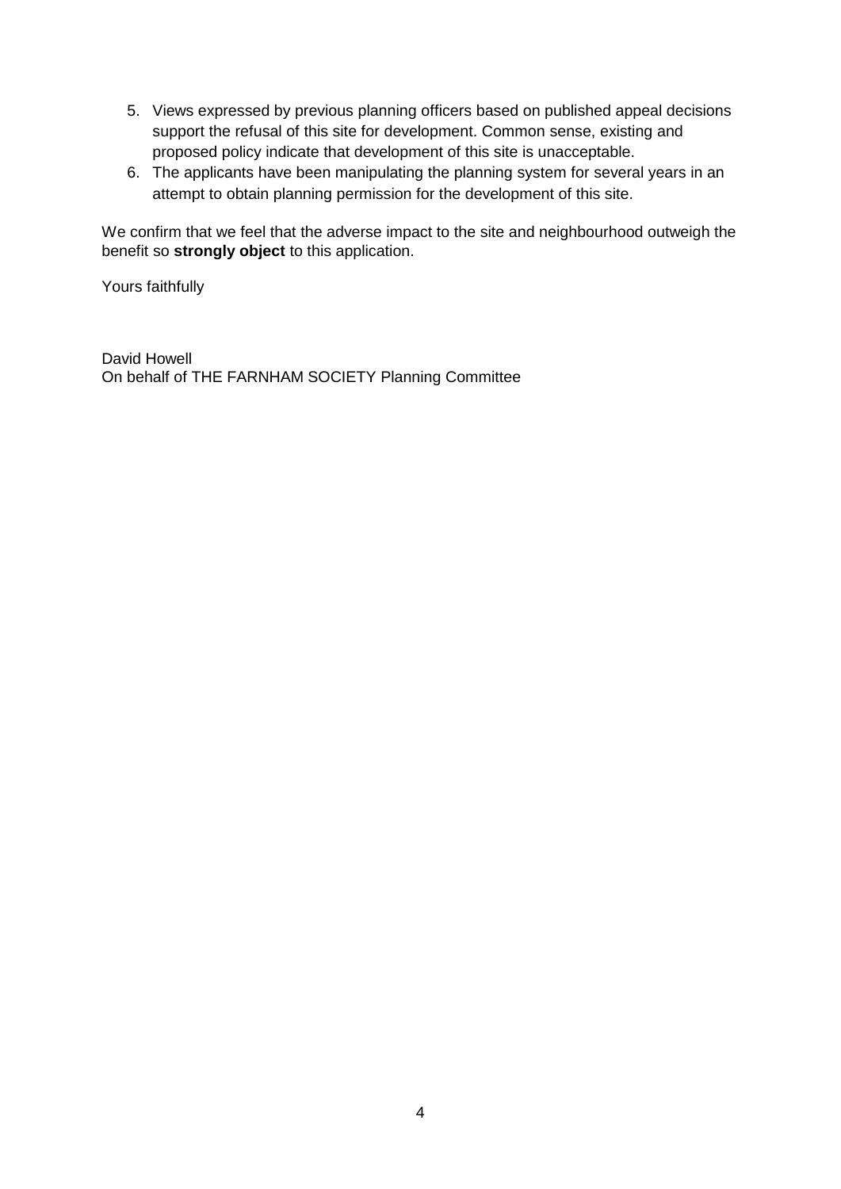5. Views expressed by previous planning officers based on published appeal decisions support the refusal of this site for development. Common sense, existing and proposed policy indicate that development of this site is unacceptable.
6. The applicants have been manipulating the planning system for several years in an attempt to obtain planning permission for the development of this site.

We confirm that we feel that the adverse impact to the site and neighbourhood outweigh the benefit so **strongly object** to this application.

Yours faithfully

David Howell
On behalf of THE FARNHAM SOCIETY Planning Committee